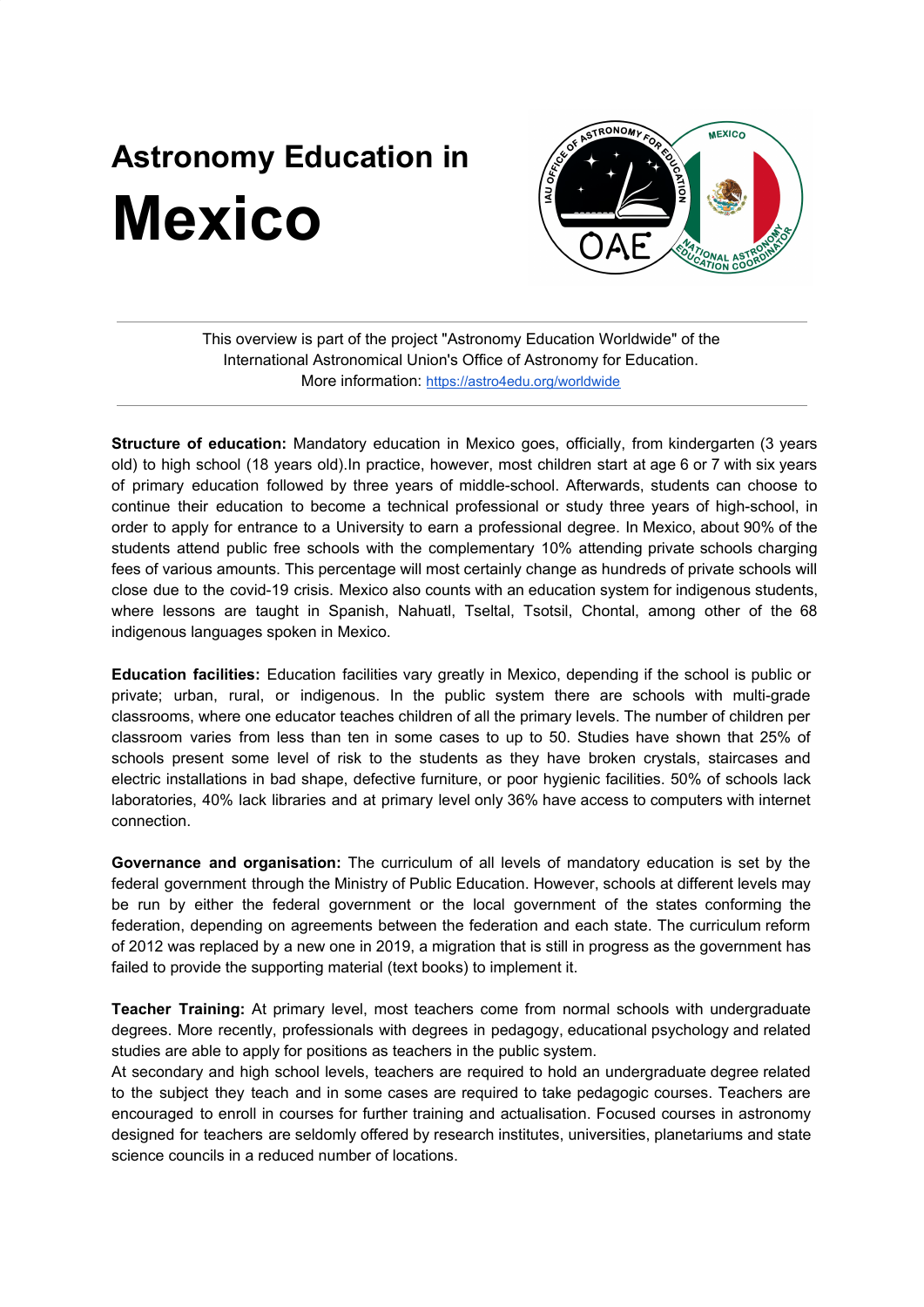# Astronomy Education in

# Mexico

---

This overview is part of the project "Astronomy Education Worldwide" of the International Astronomical Union's Office of Astronomy for Education.
More information: https://astro4edu.org/worldwide

---

**Structure of education:** Mandatory education in Mexico goes, officially, from kindergarten (3 years old) to high school (18 years old).In practice, however, most children start at age 6 or 7 with six years of primary education followed by three years of middle-school. Afterwards, students can choose to continue their education to become a technical professional or study three years of high-school, in order to apply for entrance to a University to earn a professional degree. In Mexico, about 90% of the students attend public free schools with the complementary 10% attending private schools charging fees of various amounts. This percentage will most certainly change as hundreds of private schools will close due to the covid-19 crisis. Mexico also counts with an education system for indigenous students, where lessons are taught in Spanish, Nahuatl, Tseltal, Tsotsil, Chontal, among other of the 68 indigenous languages spoken in Mexico.

**Education facilities:** Education facilities vary greatly in Mexico, depending if the school is public or private; urban, rural, or indigenous. In the public system there are schools with multi-grade classrooms, where one educator teaches children of all the primary levels. The number of children per classroom varies from less than ten in some cases to up to 50. Studies have shown that 25% of schools present some level of risk to the students as they have broken crystals, staircases and electric installations in bad shape, defective furniture, or poor hygienic facilities. 50% of schools lack laboratories, 40% lack libraries and at primary level only 36% have access to computers with internet connection.

**Governance and organisation:** The curriculum of all levels of mandatory education is set by the federal government through the Ministry of Public Education. However, schools at different levels may be run by either the federal government or the local government of the states conforming the federation, depending on agreements between the federation and each state. The curriculum reform of 2012 was replaced by a new one in 2019, a migration that is still in progress as the government has failed to provide the supporting material (text books) to implement it.

**Teacher Training:** At primary level, most teachers come from normal schools with undergraduate degrees. More recently, professionals with degrees in pedagogy, educational psychology and related studies are able to apply for positions as teachers in the public system.
At secondary and high school levels, teachers are required to hold an undergraduate degree related to the subject they teach and in some cases are required to take pedagogic courses. Teachers are encouraged to enroll in courses for further training and actualisation. Focused courses in astronomy designed for teachers are seldomly offered by research institutes, universities, planetariums and state science councils in a reduced number of locations.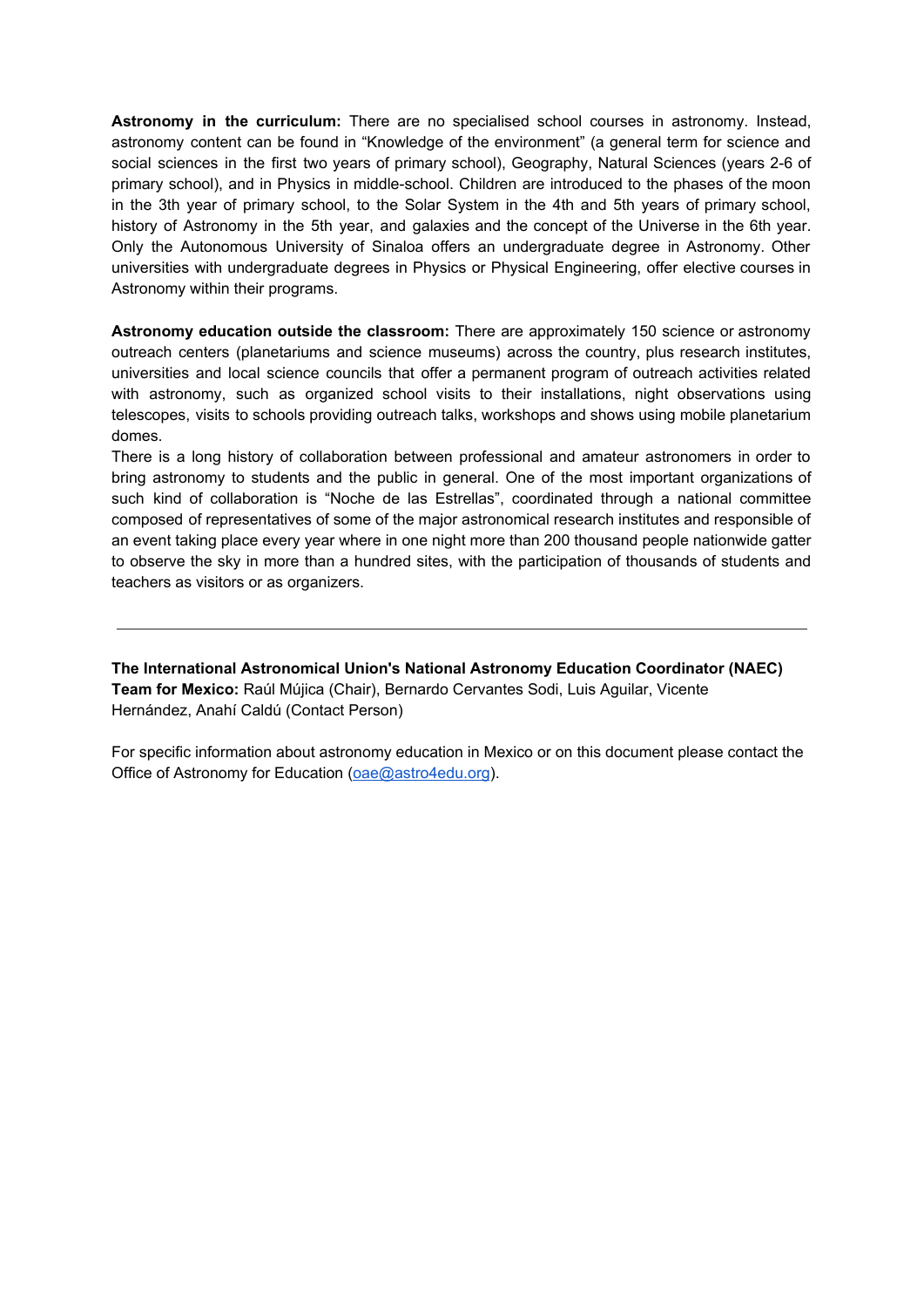**Astronomy in the curriculum:** There are no specialised school courses in astronomy. Instead, astronomy content can be found in "Knowledge of the environment" (a general term for science and social sciences in the first two years of primary school), Geography, Natural Sciences (years 2-6 of primary school), and in Physics in middle-school. Children are introduced to the phases of the moon in the 3th year of primary school, to the Solar System in the 4th and 5th years of primary school, history of Astronomy in the 5th year, and galaxies and the concept of the Universe in the 6th year. Only the Autonomous University of Sinaloa offers an undergraduate degree in Astronomy. Other universities with undergraduate degrees in Physics or Physical Engineering, offer elective courses in Astronomy within their programs.

**Astronomy education outside the classroom:** There are approximately 150 science or astronomy outreach centers (planetariums and science museums) across the country, plus research institutes, universities and local science councils that offer a permanent program of outreach activities related with astronomy, such as organized school visits to their installations, night observations using telescopes, visits to schools providing outreach talks, workshops and shows using mobile planetarium domes.

There is a long history of collaboration between professional and amateur astronomers in order to bring astronomy to students and the public in general. One of the most important organizations of such kind of collaboration is "Noche de las Estrellas", coordinated through a national committee composed of representatives of some of the major astronomical research institutes and responsible of an event taking place every year where in one night more than 200 thousand people nationwide gatter to observe the sky in more than a hundred sites, with the participation of thousands of students and teachers as visitors or as organizers.

---

**The International Astronomical Union's National Astronomy Education Coordinator (NAEC) Team for Mexico:** Raúl Mújica (Chair), Bernardo Cervantes Sodi, Luis Aguilar, Vicente Hernández, Anahí Caldú (Contact Person)

For specific information about astronomy education in Mexico or on this document please contact the Office of Astronomy for Education (oae@astro4edu.org).